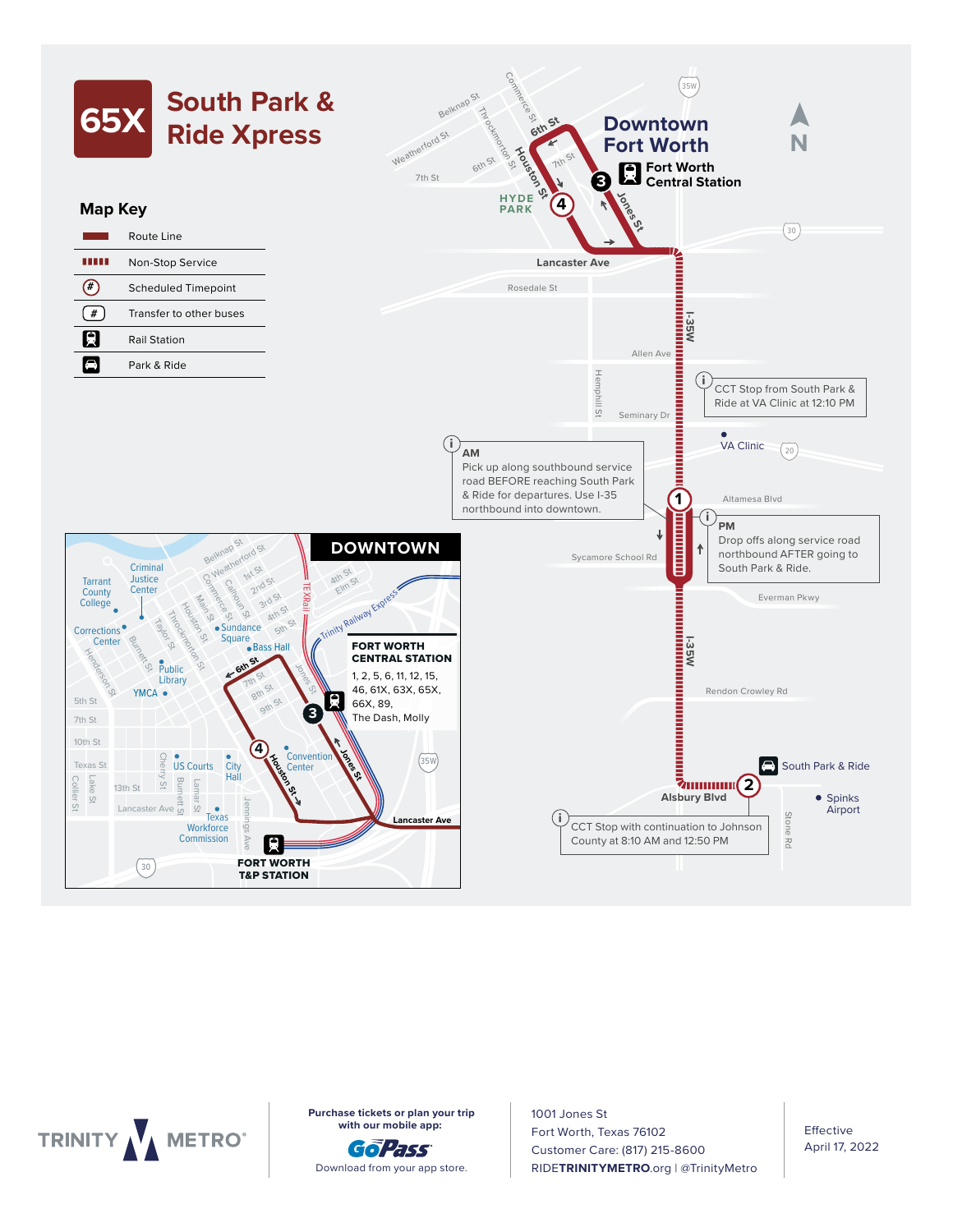# 65X South Park & Ride Xpress

## Map Key

- Route Line
- Non-Stop Service
- Scheduled Timepoint
- Transfer to other buses
- Rail Station
- Park & Ride

**Downtown Fort Worth**

Fort Worth Central Station

AM
Pick up along southbound service road BEFORE reaching South Park & Ride for departures. Use I-35 northbound into downtown.

CCT Stop from South Park & Ride at VA Clinic at 12:10 PM

PM
Drop offs along service road northbound AFTER going to South Park & Ride.

South Park & Ride

CCT Stop with continuation to Johnson County at 8:10 AM and 12:50 PM

## DOWNTOWN

**FORT WORTH CENTRAL STATION**

1, 2, 5, 6, 11, 12, 15, 46, 61X, 63X, 65X, 66X, 89, The Dash, Molly

**FORT WORTH T&P STATION**

---

TRINITY METRO

Purchase tickets or plan your trip with our mobile app:
GoPass
Download from your app store.

1001 Jones St
Fort Worth, Texas 76102
Customer Care: (817) 215-8600
RIDETRINITYMETRO.org | @TrinityMetro

Effective
April 17, 2022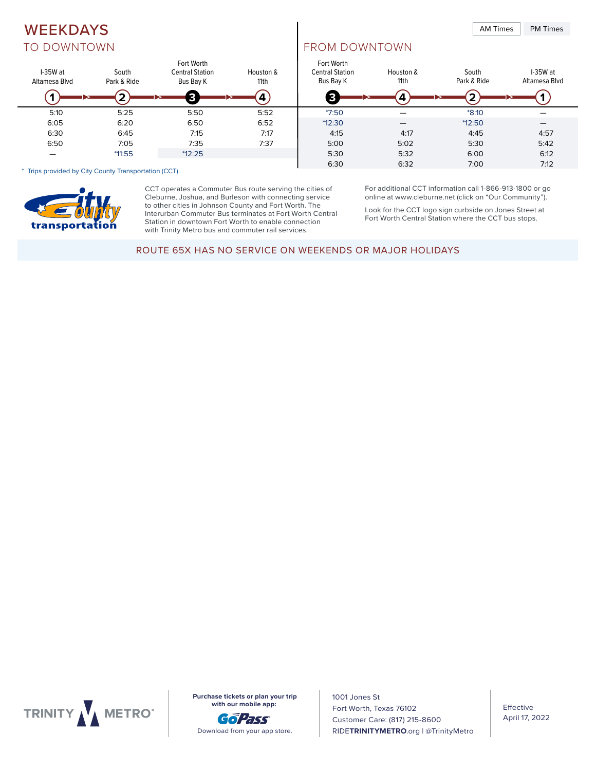# WEEKDAYS

AM Times | PM Times

## TO DOWNTOWN

| I-35W at Altamesa Blvd (1) | South Park & Ride (2) | Fort Worth Central Station Bus Bay K (3) | Houston & 11th (4) |
|---|---|---|---|
| 5:10 | 5:25 | 5:50 | 5:52 |
| 6:05 | 6:20 | 6:50 | 6:52 |
| 6:30 | 6:45 | 7:15 | 7:17 |
| 6:50 | 7:05 | 7:35 | 7:37 |
| — | *11:55 | *12:25 | |

## FROM DOWNTOWN

| Fort Worth Central Station Bus Bay K (3) | Houston & 11th (4) | South Park & Ride (2) | I-35W at Altamesa Blvd (1) |
|---|---|---|---|
| *7:50 | — | *8:10 | — |
| *12:30 | — | *12:50 | — |
| 4:15 | 4:17 | 4:45 | 4:57 |
| 5:00 | 5:02 | 5:30 | 5:42 |
| 5:30 | 5:32 | 6:00 | 6:12 |
| 6:30 | 6:32 | 7:00 | 7:12 |

* Trips provided by City County Transportation (CCT).

City County transportation

CCT operates a Commuter Bus route serving the cities of Cleburne, Joshua, and Burleson with connecting service to other cities in Johnson County and Fort Worth. The Interurban Commuter Bus terminates at Fort Worth Central Station in downtown Fort Worth to enable connection with Trinity Metro bus and commuter rail services.

For additional CCT information call 1-866-913-1800 or go online at www.cleburne.net (click on "Our Community").

Look for the CCT logo sign curbside on Jones Street at Fort Worth Central Station where the CCT bus stops.

ROUTE 65X HAS NO SERVICE ON WEEKENDS OR MAJOR HOLIDAYS

TRINITY METRO®

**Purchase tickets or plan your trip with our mobile app:**

GoPass

Download from your app store.

1001 Jones St
Fort Worth, Texas 76102
Customer Care: (817) 215-8600
RIDE**TRINITYMETRO**.org | @TrinityMetro

Effective
April 17, 2022